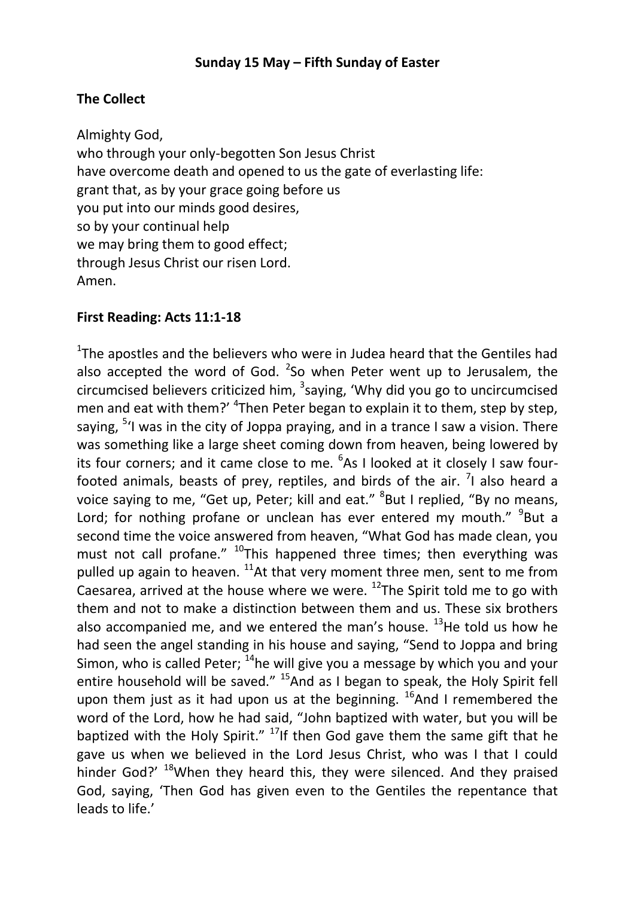**Sunday 15 May – Fifth Sunday of Easter**

**The Collect**

Almighty God,
who through your only-begotten Son Jesus Christ
have overcome death and opened to us the gate of everlasting life:
grant that, as by your grace going before us
you put into our minds good desires,
so by your continual help
we may bring them to good effect;
through Jesus Christ our risen Lord.
Amen.

**First Reading: Acts 11:1-18**

[1]The apostles and the believers who were in Judea heard that the Gentiles had also accepted the word of God. [2]So when Peter went up to Jerusalem, the circumcised believers criticized him, [3]saying, 'Why did you go to uncircumcised men and eat with them?' [4]Then Peter began to explain it to them, step by step, saying, [5]'I was in the city of Joppa praying, and in a trance I saw a vision. There was something like a large sheet coming down from heaven, being lowered by its four corners; and it came close to me. [6]As I looked at it closely I saw four-footed animals, beasts of prey, reptiles, and birds of the air. [7]I also heard a voice saying to me, "Get up, Peter; kill and eat." [8]But I replied, "By no means, Lord; for nothing profane or unclean has ever entered my mouth." [9]But a second time the voice answered from heaven, "What God has made clean, you must not call profane." [10]This happened three times; then everything was pulled up again to heaven. [11]At that very moment three men, sent to me from Caesarea, arrived at the house where we were. [12]The Spirit told me to go with them and not to make a distinction between them and us. These six brothers also accompanied me, and we entered the man's house. [13]He told us how he had seen the angel standing in his house and saying, "Send to Joppa and bring Simon, who is called Peter; [14]he will give you a message by which you and your entire household will be saved." [15]And as I began to speak, the Holy Spirit fell upon them just as it had upon us at the beginning. [16]And I remembered the word of the Lord, how he had said, "John baptized with water, but you will be baptized with the Holy Spirit." [17]If then God gave them the same gift that he gave us when we believed in the Lord Jesus Christ, who was I that I could hinder God?' [18]When they heard this, they were silenced. And they praised God, saying, 'Then God has given even to the Gentiles the repentance that leads to life.'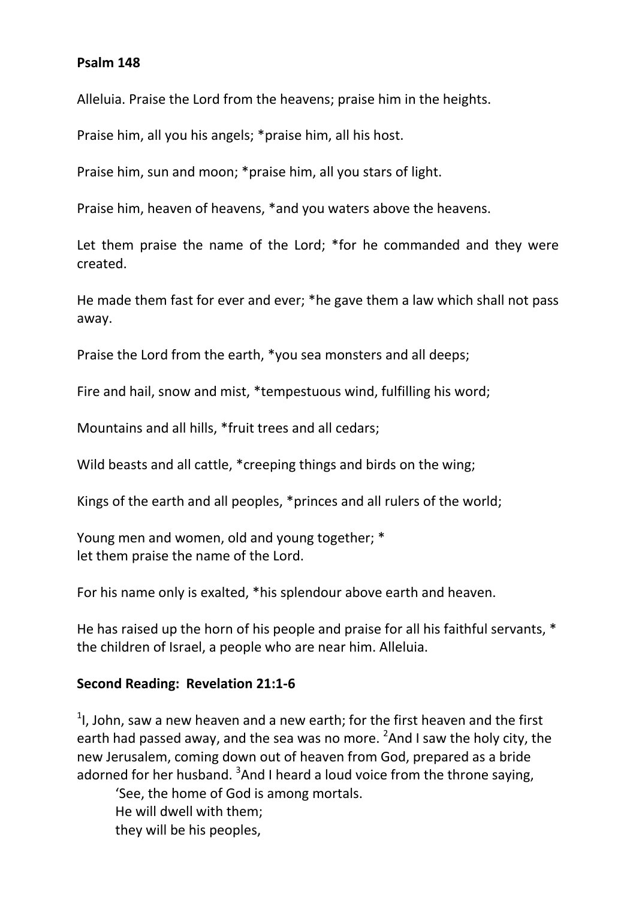**Psalm 148**

Alleluia. Praise the Lord from the heavens; praise him in the heights.

Praise him, all you his angels; *praise him, all his host.

Praise him, sun and moon; *praise him, all you stars of light.

Praise him, heaven of heavens, *and you waters above the heavens.

Let them praise the name of the Lord; *for he commanded and they were created.

He made them fast for ever and ever; *he gave them a law which shall not pass away.

Praise the Lord from the earth, *you sea monsters and all deeps;

Fire and hail, snow and mist, *tempestuous wind, fulfilling his word;

Mountains and all hills, *fruit trees and all cedars;

Wild beasts and all cattle, *creeping things and birds on the wing;

Kings of the earth and all peoples, *princes and all rulers of the world;

Young men and women, old and young together; *
let them praise the name of the Lord.

For his name only is exalted, *his splendour above earth and heaven.

He has raised up the horn of his people and praise for all his faithful servants, *
the children of Israel, a people who are near him. Alleluia.

**Second Reading: Revelation 21:1-6**

[1]I, John, saw a new heaven and a new earth; for the first heaven and the first earth had passed away, and the sea was no more. [2]And I saw the holy city, the new Jerusalem, coming down out of heaven from God, prepared as a bride adorned for her husband. [3]And I heard a loud voice from the throne saying,

> 'See, the home of God is among mortals.
> He will dwell with them;
> they will be his peoples,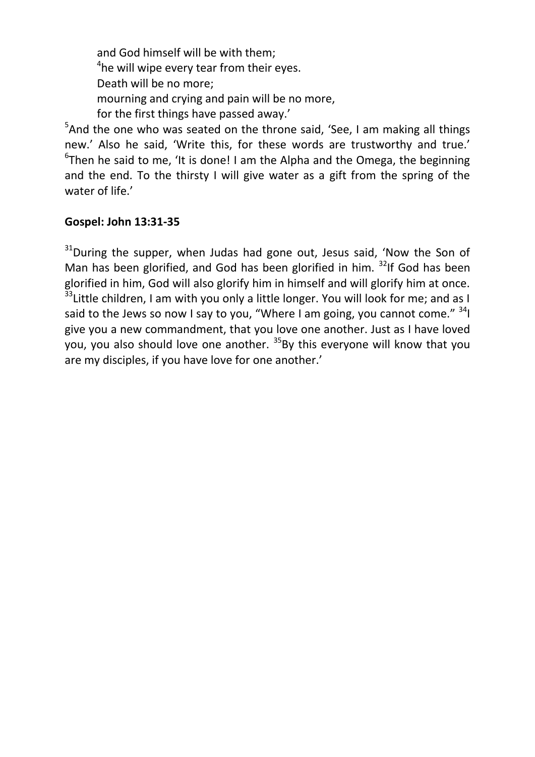and God himself will be with them;
[4]he will wipe every tear from their eyes.
Death will be no more;
mourning and crying and pain will be no more,
for the first things have passed away.'

[5]And the one who was seated on the throne said, 'See, I am making all things new.' Also he said, 'Write this, for these words are trustworthy and true.' [6]Then he said to me, 'It is done! I am the Alpha and the Omega, the beginning and the end. To the thirsty I will give water as a gift from the spring of the water of life.'

**Gospel: John 13:31-35**

[31]During the supper, when Judas had gone out, Jesus said, 'Now the Son of Man has been glorified, and God has been glorified in him. [32]If God has been glorified in him, God will also glorify him in himself and will glorify him at once. [33]Little children, I am with you only a little longer. You will look for me; and as I said to the Jews so now I say to you, "Where I am going, you cannot come." [34]I give you a new commandment, that you love one another. Just as I have loved you, you also should love one another. [35]By this everyone will know that you are my disciples, if you have love for one another.'